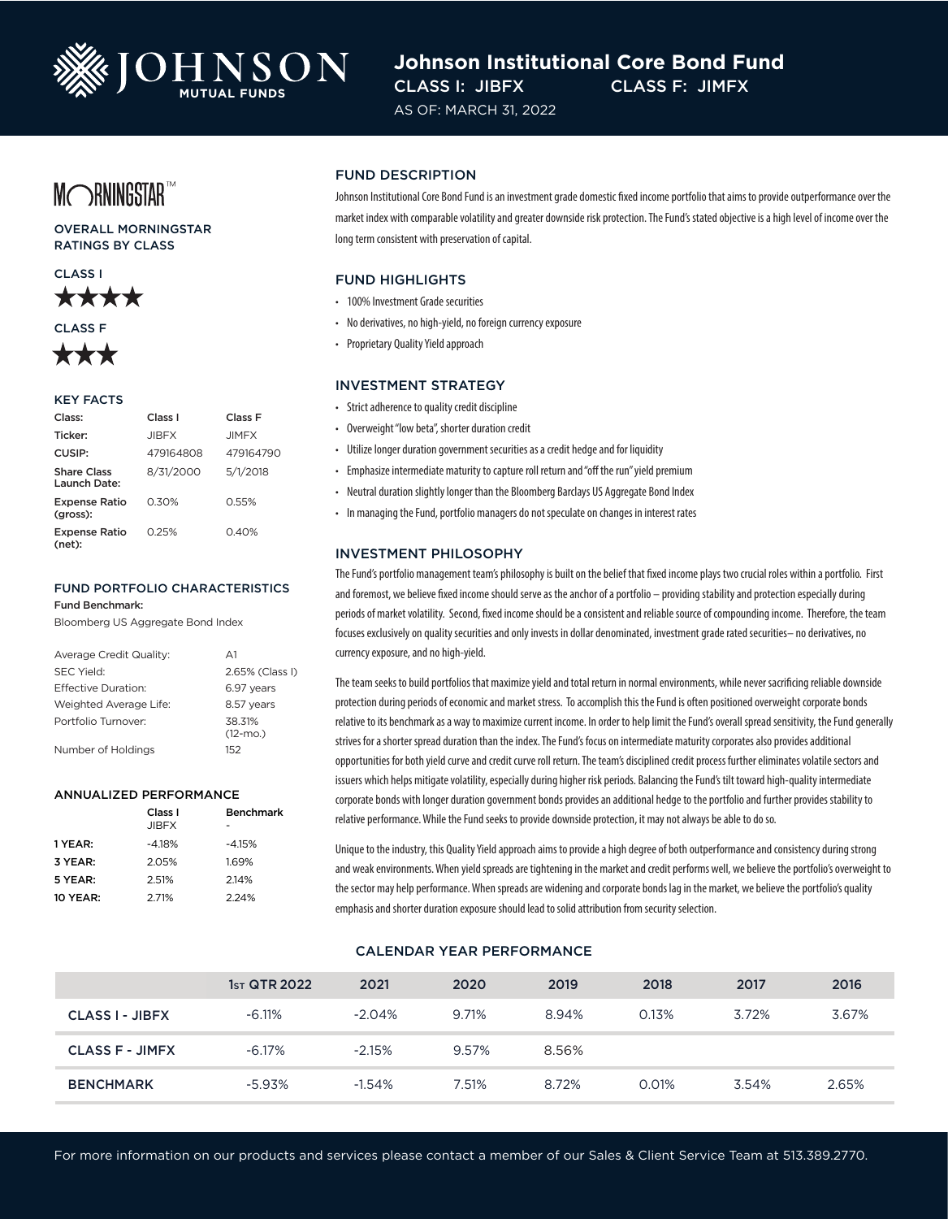# JOHNSON MUTUAL FUNDS

## Johnson Institutional Core Bond Fund

CLASS I: JIBFX CLASS F: JIMFX

AS OF: MARCH 31, 2022

### MORNINGSTAR™

OVERALL MORNINGSTAR RATINGS BY CLASS

CLASS I

★★★★

CLASS F

★★★

### KEY FACTS

| Class: | Class I | Class F |
|---|---|---|
| Ticker: | JIBFX | JIMFX |
| CUSIP: | 479164808 | 479164790 |
| Share Class Launch Date: | 8/31/2000 | 5/1/2018 |
| Expense Ratio (gross): | 0.30% | 0.55% |
| Expense Ratio (net): | 0.25% | 0.40% |

### FUND PORTFOLIO CHARACTERISTICS

**Fund Benchmark:**

Bloomberg US Aggregate Bond Index

| | |
|---|---|
| Average Credit Quality: | A1 |
| SEC Yield: | 2.65% (Class I) |
| Effective Duration: | 6.97 years |
| Weighted Average Life: | 8.57 years |
| Portfolio Turnover: | 38.31% (12-mo.) |
| Number of Holdings | 152 |

### ANNUALIZED PERFORMANCE

| | Class I JIBFX | Benchmark - |
|---|---|---|
| **1 YEAR:** | -4.18% | -4.15% |
| **3 YEAR:** | 2.05% | 1.69% |
| **5 YEAR:** | 2.51% | 2.14% |
| **10 YEAR:** | 2.71% | 2.24% |

### FUND DESCRIPTION

Johnson Institutional Core Bond Fund is an investment grade domestic fixed income portfolio that aims to provide outperformance over the market index with comparable volatility and greater downside risk protection. The Fund's stated objective is a high level of income over the long term consistent with preservation of capital.

### FUND HIGHLIGHTS

- 100% Investment Grade securities
- No derivatives, no high-yield, no foreign currency exposure
- Proprietary Quality Yield approach

### INVESTMENT STRATEGY

- Strict adherence to quality credit discipline
- Overweight "low beta", shorter duration credit
- Utilize longer duration government securities as a credit hedge and for liquidity
- Emphasize intermediate maturity to capture roll return and "off the run" yield premium
- Neutral duration slightly longer than the Bloomberg Barclays US Aggregate Bond Index
- In managing the Fund, portfolio managers do not speculate on changes in interest rates

### INVESTMENT PHILOSOPHY

The Fund's portfolio management team's philosophy is built on the belief that fixed income plays two crucial roles within a portfolio. First and foremost, we believe fixed income should serve as the anchor of a portfolio – providing stability and protection especially during periods of market volatility. Second, fixed income should be a consistent and reliable source of compounding income. Therefore, the team focuses exclusively on quality securities and only invests in dollar denominated, investment grade rated securities– no derivatives, no currency exposure, and no high-yield.

The team seeks to build portfolios that maximize yield and total return in normal environments, while never sacrificing reliable downside protection during periods of economic and market stress. To accomplish this the Fund is often positioned overweight corporate bonds relative to its benchmark as a way to maximize current income. In order to help limit the Fund's overall spread sensitivity, the Fund generally strives for a shorter spread duration than the index. The Fund's focus on intermediate maturity corporates also provides additional opportunities for both yield curve and credit curve roll return. The team's disciplined credit process further eliminates volatile sectors and issuers which helps mitigate volatility, especially during higher risk periods. Balancing the Fund's tilt toward high-quality intermediate corporate bonds with longer duration government bonds provides an additional hedge to the portfolio and further provides stability to relative performance. While the Fund seeks to provide downside protection, it may not always be able to do so.

Unique to the industry, this Quality Yield approach aims to provide a high degree of both outperformance and consistency during strong and weak environments. When yield spreads are tightening in the market and credit performs well, we believe the portfolio's overweight to the sector may help performance. When spreads are widening and corporate bonds lag in the market, we believe the portfolio's quality emphasis and shorter duration exposure should lead to solid attribution from security selection.

### CALENDAR YEAR PERFORMANCE

| | 1st QTR 2022 | 2021 | 2020 | 2019 | 2018 | 2017 | 2016 |
|---|---|---|---|---|---|---|---|
| CLASS I - JIBFX | -6.11% | -2.04% | 9.71% | 8.94% | 0.13% | 3.72% | 3.67% |
| CLASS F - JIMFX | -6.17% | -2.15% | 9.57% | 8.56% | | | |
| BENCHMARK | -5.93% | -1.54% | 7.51% | 8.72% | 0.01% | 3.54% | 2.65% |

For more information on our products and services please contact a member of our Sales & Client Service Team at 513.389.2770.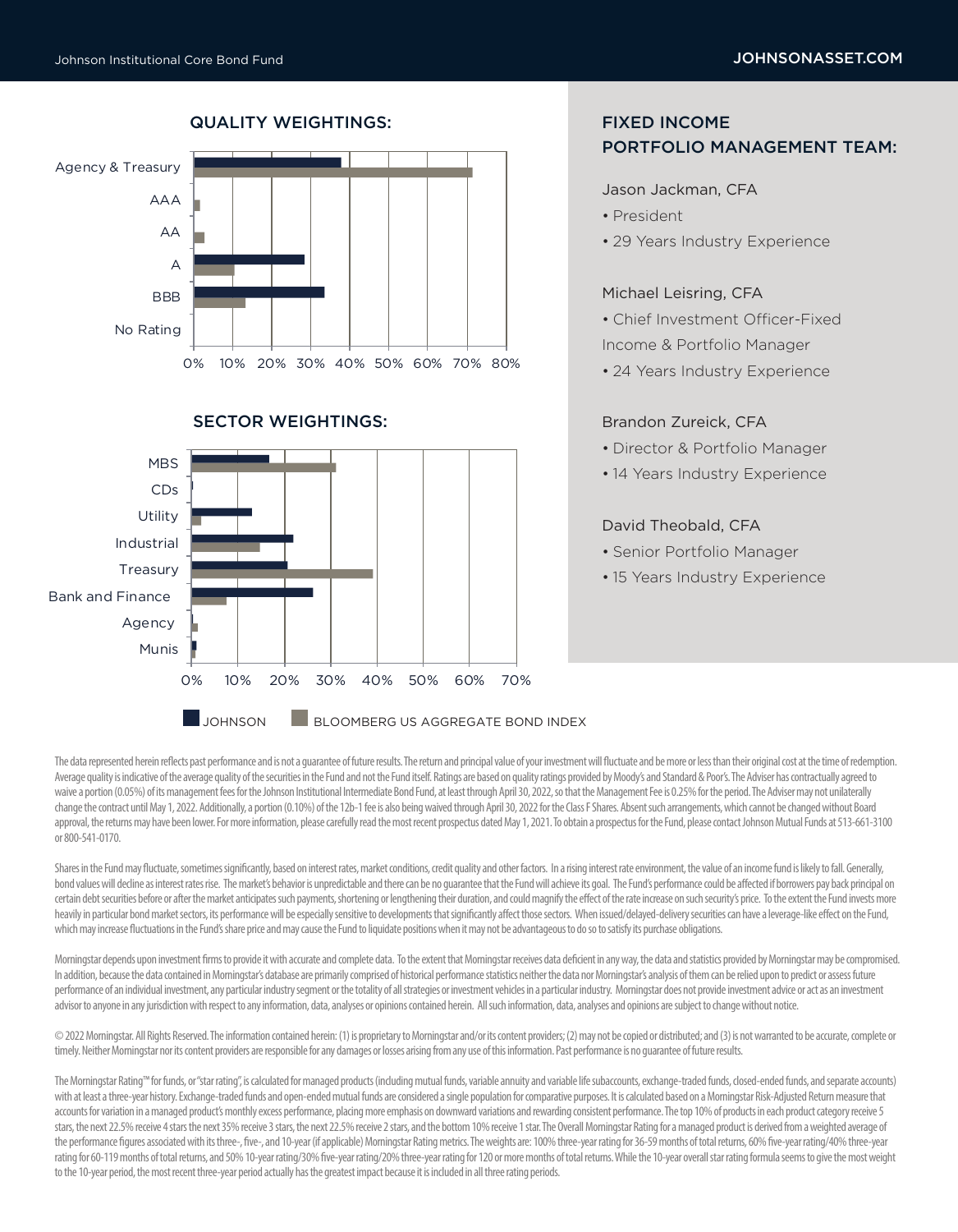## QUALITY WEIGHTINGS:

Agency & Treasury
AAA
AA
A
BBB
No Rating

0% 10% 20% 30% 40% 50% 60% 70% 80%

## SECTOR WEIGHTINGS:

MBS
CDs
Utility
Industrial
Treasury
Bank and Finance
Agency
Munis

0% 10% 20% 30% 40% 50% 60% 70%

JOHNSON    BLOOMBERG US AGGREGATE BOND INDEX

## FIXED INCOME PORTFOLIO MANAGEMENT TEAM:

Jason Jackman, CFA

- President
- 29 Years Industry Experience

Michael Leisring, CFA

- Chief Investment Officer-Fixed Income & Portfolio Manager
- 24 Years Industry Experience

Brandon Zureick, CFA

- Director & Portfolio Manager
- 14 Years Industry Experience

David Theobald, CFA

- Senior Portfolio Manager
- 15 Years Industry Experience

The data represented herein reflects past performance and is not a guarantee of future results. The return and principal value of your investment will fluctuate and be more or less than their original cost at the time of redemption. Average quality is indicative of the average quality of the securities in the Fund and not the Fund itself. Ratings are based on quality ratings provided by Moody's and Standard & Poor's. The Adviser has contractually agreed to waive a portion (0.05%) of its management fees for the Johnson Institutional Intermediate Bond Fund, at least through April 30, 2022, so that the Management Fee is 0.25% for the period. The Adviser may not unilaterally change the contract until May 1, 2022. Additionally, a portion (0.10%) of the 12b-1 fee is also being waived through April 30, 2022 for the Class F Shares. Absent such arrangements, which cannot be changed without Board approval, the returns may have been lower. For more information, please carefully read the most recent prospectus dated May 1, 2021. To obtain a prospectus for the Fund, please contact Johnson Mutual Funds at 513-661-3100 or 800-541-0170.

Shares in the Fund may fluctuate, sometimes significantly, based on interest rates, market conditions, credit quality and other factors. In a rising interest rate environment, the value of an income fund is likely to fall. Generally, bond values will decline as interest rates rise. The market's behavior is unpredictable and there can be no guarantee that the Fund will achieve its goal. The Fund's performance could be affected if borrowers pay back principal on certain debt securities before or after the market anticipates such payments, shortening or lengthening their duration, and could magnify the effect of the rate increase on such security's price. To the extent the Fund invests more heavily in particular bond market sectors, its performance will be especially sensitive to developments that significantly affect those sectors. When issued/delayed-delivery securities can have a leverage-like effect on the Fund, which may increase fluctuations in the Fund's share price and may cause the Fund to liquidate positions when it may not be advantageous to do so to satisfy its purchase obligations.

Morningstar depends upon investment firms to provide it with accurate and complete data. To the extent that Morningstar receives data deficient in any way, the data and statistics provided by Morningstar may be compromised. In addition, because the data contained in Morningstar's database are primarily comprised of historical performance statistics neither the data nor Morningstar's analysis of them can be relied upon to predict or assess future performance of an individual investment, any particular industry segment or the totality of all strategies or investment vehicles in a particular industry. Morningstar does not provide investment advice or act as an investment advisor to anyone in any jurisdiction with respect to any information, data, analyses or opinions contained herein. All such information, data, analyses and opinions are subject to change without notice.

© 2022 Morningstar. All Rights Reserved. The information contained herein: (1) is proprietary to Morningstar and/or its content providers; (2) may not be copied or distributed; and (3) is not warranted to be accurate, complete or timely. Neither Morningstar nor its content providers are responsible for any damages or losses arising from any use of this information. Past performance is no guarantee of future results.

The Morningstar Rating™ for funds, or "star rating", is calculated for managed products (including mutual funds, variable annuity and variable life subaccounts, exchange-traded funds, closed-ended funds, and separate accounts) with at least a three-year history. Exchange-traded funds and open-ended mutual funds are considered a single population for comparative purposes. It is calculated based on a Morningstar Risk-Adjusted Return measure that accounts for variation in a managed product's monthly excess performance, placing more emphasis on downward variations and rewarding consistent performance. The top 10% of products in each product category receive 5 stars, the next 22.5% receive 4 stars the next 35% receive 3 stars, the next 22.5% receive 2 stars, and the bottom 10% receive 1 star. The Overall Morningstar Rating for a managed product is derived from a weighted average of the performance figures associated with its three-, five-, and 10-year (if applicable) Morningstar Rating metrics. The weights are: 100% three-year rating for 36-59 months of total returns, 60% five-year rating/40% three-year rating for 60-119 months of total returns, and 50% 10-year rating/30% five-year rating/20% three-year rating for 120 or more months of total returns. While the 10-year overall star rating formula seems to give the most weight to the 10-year period, the most recent three-year period actually has the greatest impact because it is included in all three rating periods.